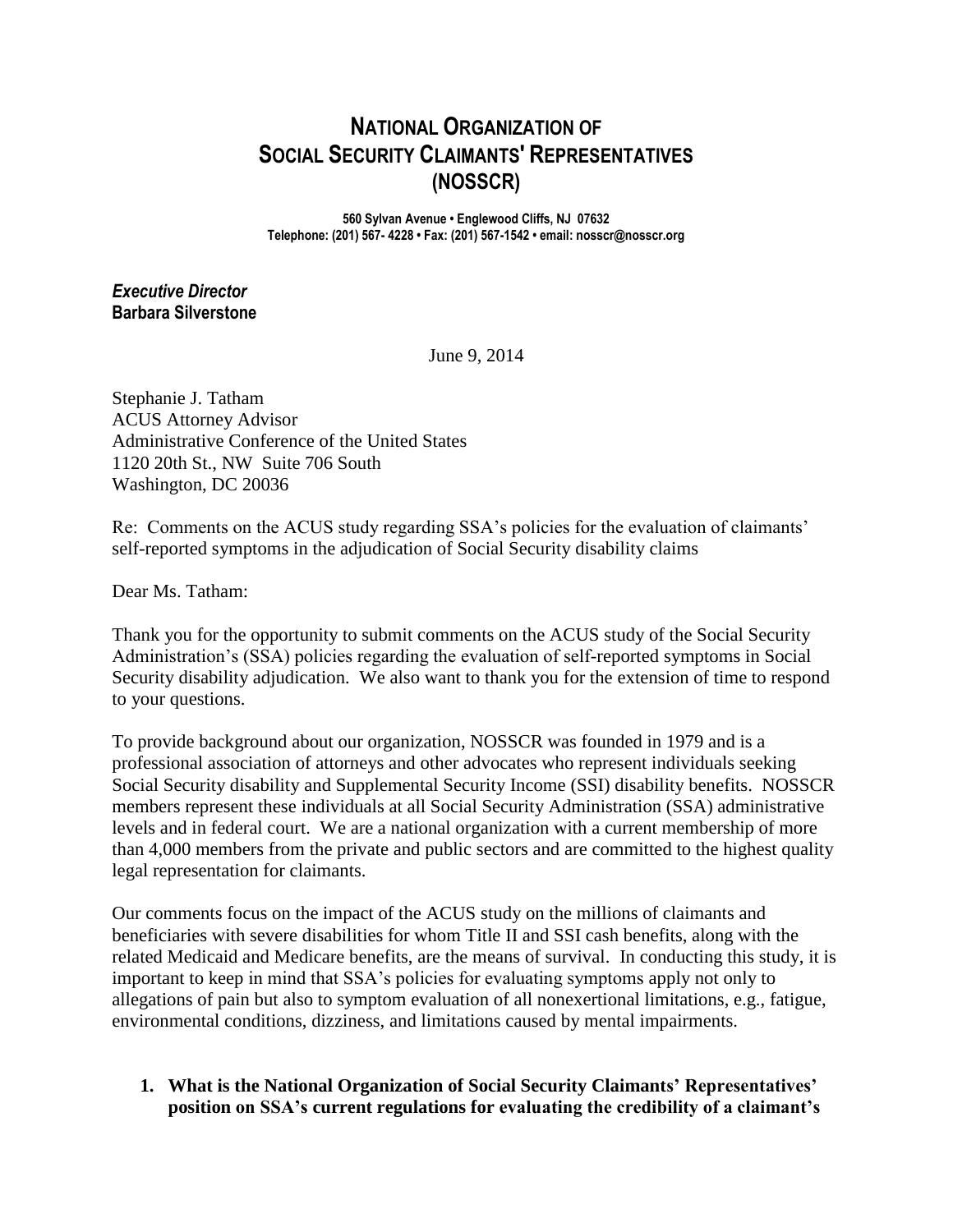# NATIONAL ORGANIZATION OF SOCIAL SECURITY CLAIMANTS' REPRESENTATIVES (NOSSCR)

**560 Sylvan Avenue • Englewood Cliffs, NJ 07632**
**Telephone: (201) 567- 4228 • Fax: (201) 567-1542 • email: nosscr@nosscr.org**

***Executive Director***
**Barbara Silverstone**

June 9, 2014

Stephanie J. Tatham
ACUS Attorney Advisor
Administrative Conference of the United States
1120 20th St., NW Suite 706 South
Washington, DC 20036

Re: Comments on the ACUS study regarding SSA's policies for the evaluation of claimants' self-reported symptoms in the adjudication of Social Security disability claims

Dear Ms. Tatham:

Thank you for the opportunity to submit comments on the ACUS study of the Social Security Administration's (SSA) policies regarding the evaluation of self-reported symptoms in Social Security disability adjudication. We also want to thank you for the extension of time to respond to your questions.

To provide background about our organization, NOSSCR was founded in 1979 and is a professional association of attorneys and other advocates who represent individuals seeking Social Security disability and Supplemental Security Income (SSI) disability benefits. NOSSCR members represent these individuals at all Social Security Administration (SSA) administrative levels and in federal court. We are a national organization with a current membership of more than 4,000 members from the private and public sectors and are committed to the highest quality legal representation for claimants.

Our comments focus on the impact of the ACUS study on the millions of claimants and beneficiaries with severe disabilities for whom Title II and SSI cash benefits, along with the related Medicaid and Medicare benefits, are the means of survival. In conducting this study, it is important to keep in mind that SSA's policies for evaluating symptoms apply not only to allegations of pain but also to symptom evaluation of all nonexertional limitations, e.g., fatigue, environmental conditions, dizziness, and limitations caused by mental impairments.

1. **What is the National Organization of Social Security Claimants' Representatives' position on SSA's current regulations for evaluating the credibility of a claimant's**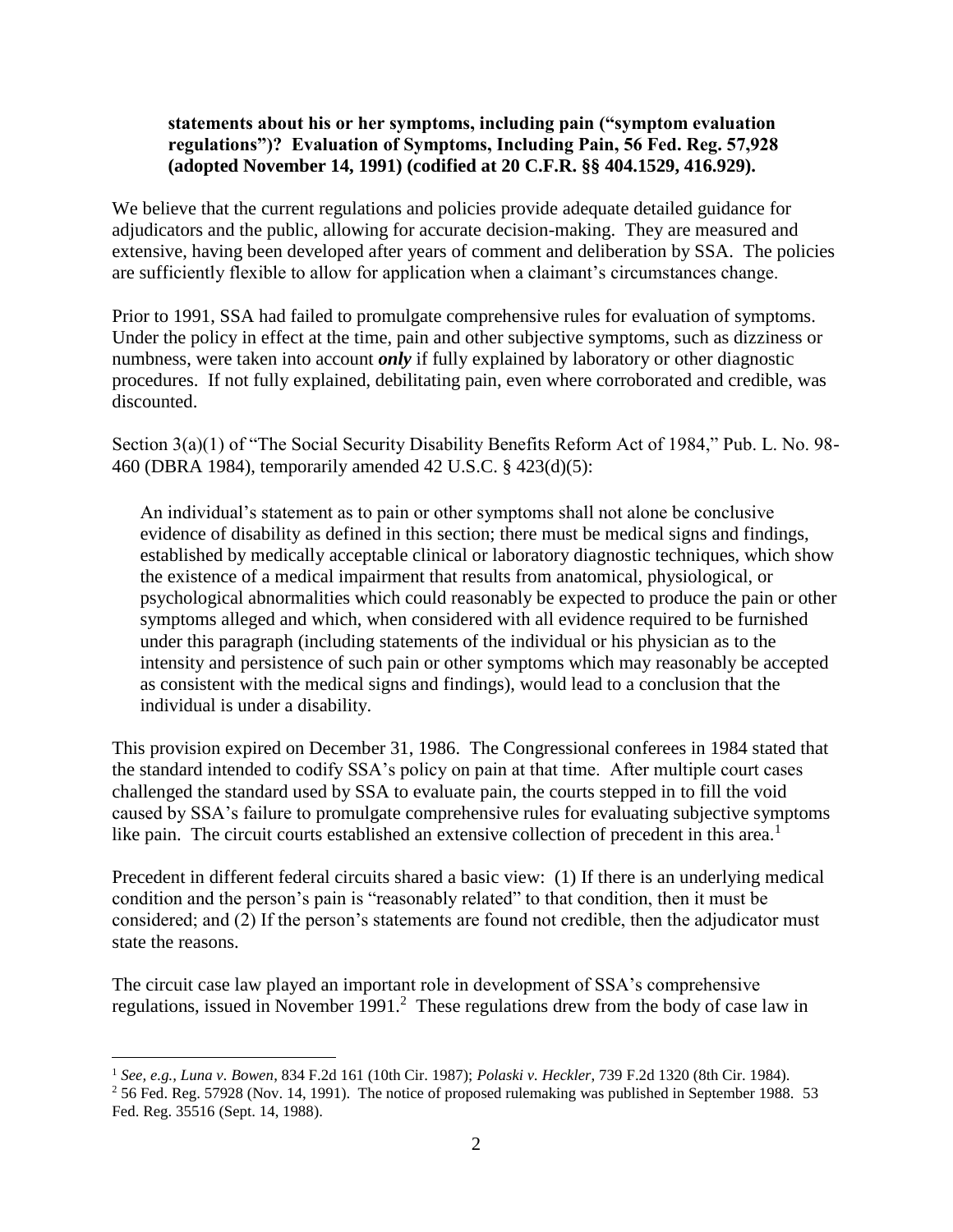**statements about his or her symptoms, including pain ("symptom evaluation regulations")? Evaluation of Symptoms, Including Pain, 56 Fed. Reg. 57,928 (adopted November 14, 1991) (codified at 20 C.F.R. §§ 404.1529, 416.929).**

We believe that the current regulations and policies provide adequate detailed guidance for adjudicators and the public, allowing for accurate decision-making. They are measured and extensive, having been developed after years of comment and deliberation by SSA. The policies are sufficiently flexible to allow for application when a claimant's circumstances change.

Prior to 1991, SSA had failed to promulgate comprehensive rules for evaluation of symptoms. Under the policy in effect at the time, pain and other subjective symptoms, such as dizziness or numbness, were taken into account ***only*** if fully explained by laboratory or other diagnostic procedures. If not fully explained, debilitating pain, even where corroborated and credible, was discounted.

Section 3(a)(1) of "The Social Security Disability Benefits Reform Act of 1984," Pub. L. No. 98-460 (DBRA 1984), temporarily amended 42 U.S.C. § 423(d)(5):

> An individual's statement as to pain or other symptoms shall not alone be conclusive evidence of disability as defined in this section; there must be medical signs and findings, established by medically acceptable clinical or laboratory diagnostic techniques, which show the existence of a medical impairment that results from anatomical, physiological, or psychological abnormalities which could reasonably be expected to produce the pain or other symptoms alleged and which, when considered with all evidence required to be furnished under this paragraph (including statements of the individual or his physician as to the intensity and persistence of such pain or other symptoms which may reasonably be accepted as consistent with the medical signs and findings), would lead to a conclusion that the individual is under a disability.

This provision expired on December 31, 1986. The Congressional conferees in 1984 stated that the standard intended to codify SSA's policy on pain at that time. After multiple court cases challenged the standard used by SSA to evaluate pain, the courts stepped in to fill the void caused by SSA's failure to promulgate comprehensive rules for evaluating subjective symptoms like pain. The circuit courts established an extensive collection of precedent in this area.[1]

Precedent in different federal circuits shared a basic view: (1) If there is an underlying medical condition and the person's pain is "reasonably related" to that condition, then it must be considered; and (2) If the person's statements are found not credible, then the adjudicator must state the reasons.

The circuit case law played an important role in development of SSA's comprehensive regulations, issued in November 1991.[2] These regulations drew from the body of case law in

---

[1] *See, e.g.*, *Luna v. Bowen*, 834 F.2d 161 (10th Cir. 1987); *Polaski v. Heckler*, 739 F.2d 1320 (8th Cir. 1984).

[2] 56 Fed. Reg. 57928 (Nov. 14, 1991). The notice of proposed rulemaking was published in September 1988. 53 Fed. Reg. 35516 (Sept. 14, 1988).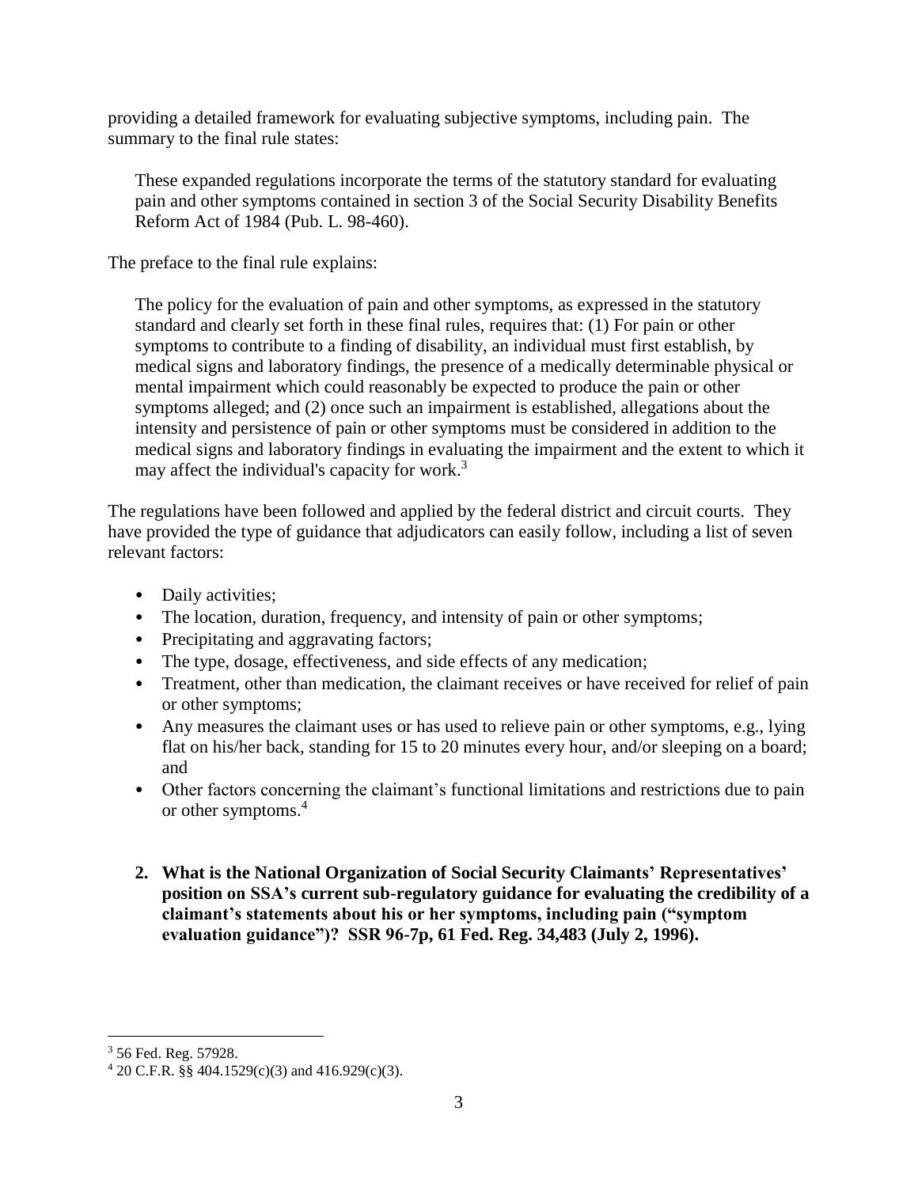providing a detailed framework for evaluating subjective symptoms, including pain. The summary to the final rule states:

> These expanded regulations incorporate the terms of the statutory standard for evaluating pain and other symptoms contained in section 3 of the Social Security Disability Benefits Reform Act of 1984 (Pub. L. 98-460).

The preface to the final rule explains:

> The policy for the evaluation of pain and other symptoms, as expressed in the statutory standard and clearly set forth in these final rules, requires that: (1) For pain or other symptoms to contribute to a finding of disability, an individual must first establish, by medical signs and laboratory findings, the presence of a medically determinable physical or mental impairment which could reasonably be expected to produce the pain or other symptoms alleged; and (2) once such an impairment is established, allegations about the intensity and persistence of pain or other symptoms must be considered in addition to the medical signs and laboratory findings in evaluating the impairment and the extent to which it may affect the individual's capacity for work.[3]

The regulations have been followed and applied by the federal district and circuit courts. They have provided the type of guidance that adjudicators can easily follow, including a list of seven relevant factors:

- Daily activities;
- The location, duration, frequency, and intensity of pain or other symptoms;
- Precipitating and aggravating factors;
- The type, dosage, effectiveness, and side effects of any medication;
- Treatment, other than medication, the claimant receives or have received for relief of pain or other symptoms;
- Any measures the claimant uses or has used to relieve pain or other symptoms, e.g., lying flat on his/her back, standing for 15 to 20 minutes every hour, and/or sleeping on a board; and
- Other factors concerning the claimant's functional limitations and restrictions due to pain or other symptoms.[4]

**2. What is the National Organization of Social Security Claimants' Representatives' position on SSA's current sub-regulatory guidance for evaluating the credibility of a claimant's statements about his or her symptoms, including pain ("symptom evaluation guidance")? SSR 96-7p, 61 Fed. Reg. 34,483 (July 2, 1996).**

---

[3] 56 Fed. Reg. 57928.

[4] 20 C.F.R. §§ 404.1529(c)(3) and 416.929(c)(3).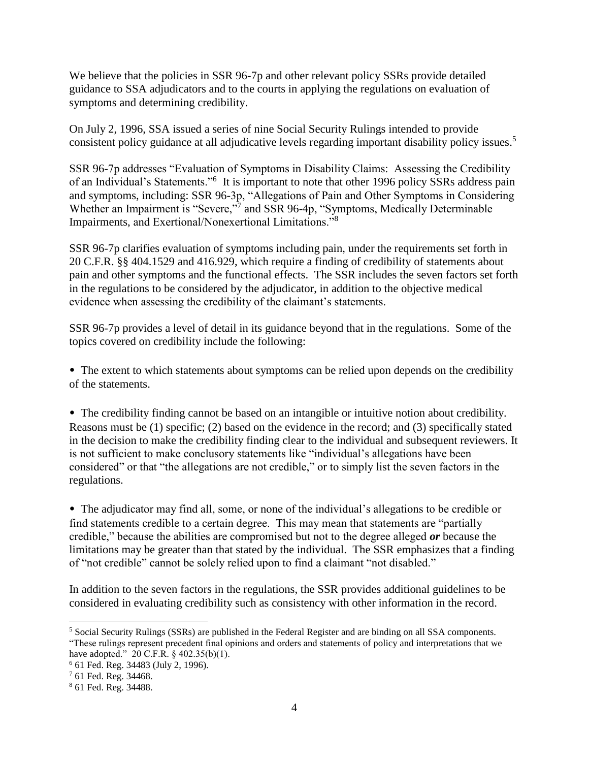We believe that the policies in SSR 96-7p and other relevant policy SSRs provide detailed guidance to SSA adjudicators and to the courts in applying the regulations on evaluation of symptoms and determining credibility.

On July 2, 1996, SSA issued a series of nine Social Security Rulings intended to provide consistent policy guidance at all adjudicative levels regarding important disability policy issues.[5]

SSR 96-7p addresses "Evaluation of Symptoms in Disability Claims: Assessing the Credibility of an Individual's Statements."[6] It is important to note that other 1996 policy SSRs address pain and symptoms, including: SSR 96-3p, "Allegations of Pain and Other Symptoms in Considering Whether an Impairment is "Severe,"[7] and SSR 96-4p, "Symptoms, Medically Determinable Impairments, and Exertional/Nonexertional Limitations."[8]

SSR 96-7p clarifies evaluation of symptoms including pain, under the requirements set forth in 20 C.F.R. §§ 404.1529 and 416.929, which require a finding of credibility of statements about pain and other symptoms and the functional effects. The SSR includes the seven factors set forth in the regulations to be considered by the adjudicator, in addition to the objective medical evidence when assessing the credibility of the claimant's statements.

SSR 96-7p provides a level of detail in its guidance beyond that in the regulations. Some of the topics covered on credibility include the following:

- The extent to which statements about symptoms can be relied upon depends on the credibility of the statements.

- The credibility finding cannot be based on an intangible or intuitive notion about credibility. Reasons must be (1) specific; (2) based on the evidence in the record; and (3) specifically stated in the decision to make the credibility finding clear to the individual and subsequent reviewers. It is not sufficient to make conclusory statements like "individual's allegations have been considered" or that "the allegations are not credible," or to simply list the seven factors in the regulations.

- The adjudicator may find all, some, or none of the individual's allegations to be credible or find statements credible to a certain degree. This may mean that statements are "partially credible," because the abilities are compromised but not to the degree alleged ***or*** because the limitations may be greater than that stated by the individual. The SSR emphasizes that a finding of "not credible" cannot be solely relied upon to find a claimant "not disabled."

In addition to the seven factors in the regulations, the SSR provides additional guidelines to be considered in evaluating credibility such as consistency with other information in the record.

---

[5] Social Security Rulings (SSRs) are published in the Federal Register and are binding on all SSA components. "These rulings represent precedent final opinions and orders and statements of policy and interpretations that we have adopted." 20 C.F.R. § 402.35(b)(1).

[6] 61 Fed. Reg. 34483 (July 2, 1996).

[7] 61 Fed. Reg. 34468.

[8] 61 Fed. Reg. 34488.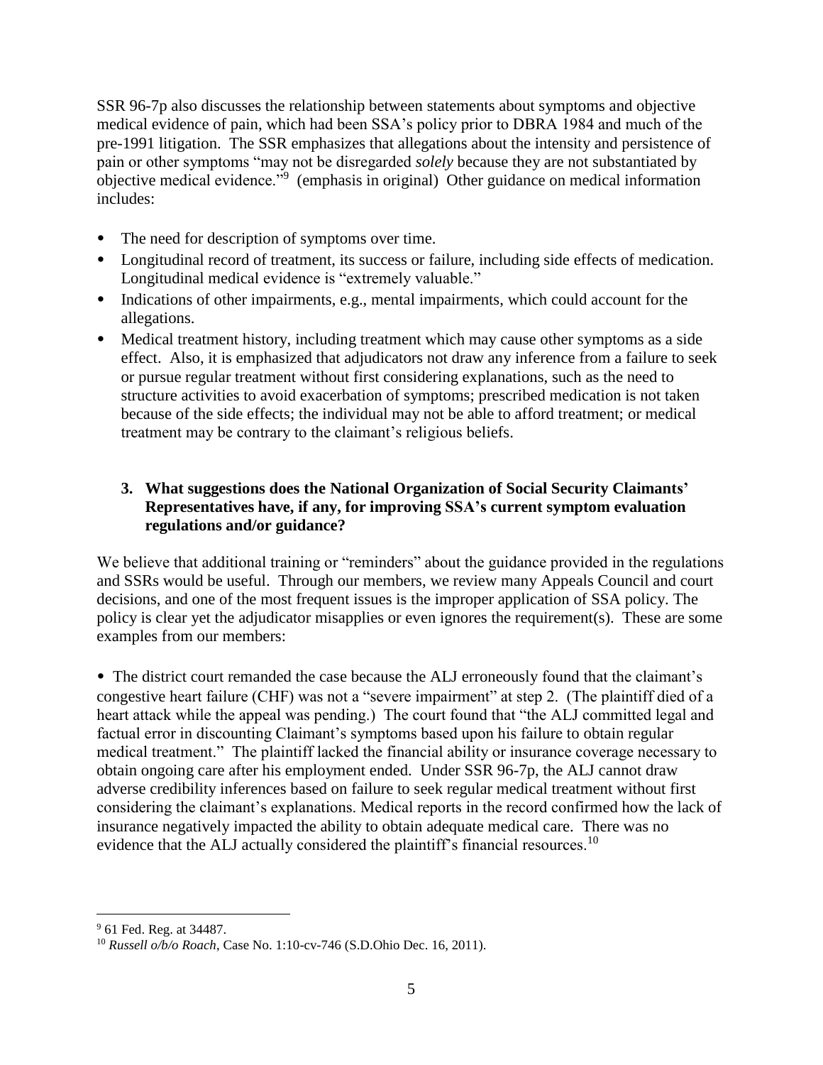SSR 96-7p also discusses the relationship between statements about symptoms and objective medical evidence of pain, which had been SSA's policy prior to DBRA 1984 and much of the pre-1991 litigation. The SSR emphasizes that allegations about the intensity and persistence of pain or other symptoms "may not be disregarded *solely* because they are not substantiated by objective medical evidence."[9] (emphasis in original) Other guidance on medical information includes:

- The need for description of symptoms over time.
- Longitudinal record of treatment, its success or failure, including side effects of medication. Longitudinal medical evidence is "extremely valuable."
- Indications of other impairments, e.g., mental impairments, which could account for the allegations.
- Medical treatment history, including treatment which may cause other symptoms as a side effect. Also, it is emphasized that adjudicators not draw any inference from a failure to seek or pursue regular treatment without first considering explanations, such as the need to structure activities to avoid exacerbation of symptoms; prescribed medication is not taken because of the side effects; the individual may not be able to afford treatment; or medical treatment may be contrary to the claimant's religious beliefs.

**3. What suggestions does the National Organization of Social Security Claimants' Representatives have, if any, for improving SSA's current symptom evaluation regulations and/or guidance?**

We believe that additional training or "reminders" about the guidance provided in the regulations and SSRs would be useful. Through our members, we review many Appeals Council and court decisions, and one of the most frequent issues is the improper application of SSA policy. The policy is clear yet the adjudicator misapplies or even ignores the requirement(s). These are some examples from our members:

- The district court remanded the case because the ALJ erroneously found that the claimant's congestive heart failure (CHF) was not a "severe impairment" at step 2. (The plaintiff died of a heart attack while the appeal was pending.) The court found that "the ALJ committed legal and factual error in discounting Claimant's symptoms based upon his failure to obtain regular medical treatment." The plaintiff lacked the financial ability or insurance coverage necessary to obtain ongoing care after his employment ended. Under SSR 96-7p, the ALJ cannot draw adverse credibility inferences based on failure to seek regular medical treatment without first considering the claimant's explanations. Medical reports in the record confirmed how the lack of insurance negatively impacted the ability to obtain adequate medical care. There was no evidence that the ALJ actually considered the plaintiff's financial resources.[10]

---

[9] 61 Fed. Reg. at 34487.

[10] *Russell o/b/o Roach*, Case No. 1:10-cv-746 (S.D.Ohio Dec. 16, 2011).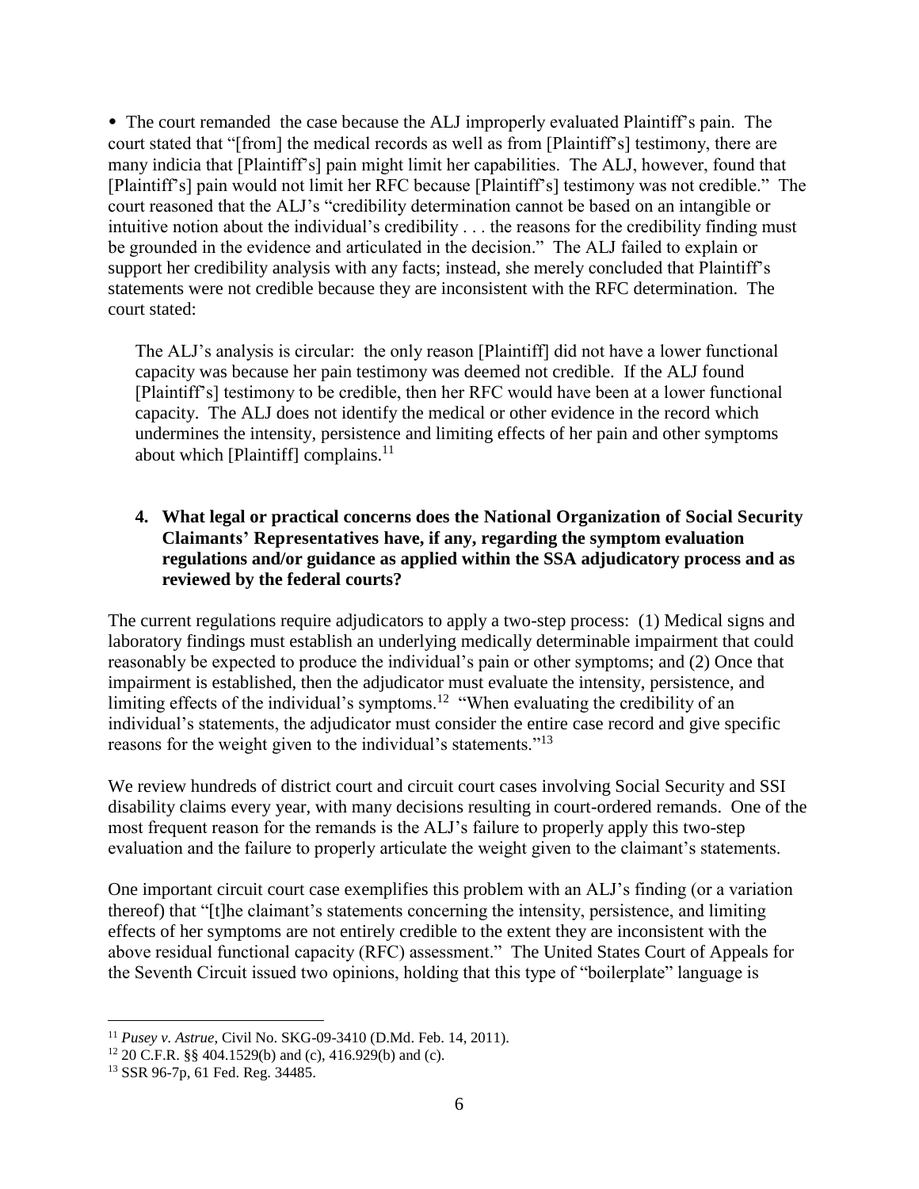- The court remanded the case because the ALJ improperly evaluated Plaintiff's pain. The court stated that "[from] the medical records as well as from [Plaintiff's] testimony, there are many indicia that [Plaintiff's] pain might limit her capabilities. The ALJ, however, found that [Plaintiff's] pain would not limit her RFC because [Plaintiff's] testimony was not credible." The court reasoned that the ALJ's "credibility determination cannot be based on an intangible or intuitive notion about the individual's credibility . . . the reasons for the credibility finding must be grounded in the evidence and articulated in the decision." The ALJ failed to explain or support her credibility analysis with any facts; instead, she merely concluded that Plaintiff's statements were not credible because they are inconsistent with the RFC determination. The court stated:

> The ALJ's analysis is circular: the only reason [Plaintiff] did not have a lower functional capacity was because her pain testimony was deemed not credible. If the ALJ found [Plaintiff's] testimony to be credible, then her RFC would have been at a lower functional capacity. The ALJ does not identify the medical or other evidence in the record which undermines the intensity, persistence and limiting effects of her pain and other symptoms about which [Plaintiff] complains.[11]

**4. What legal or practical concerns does the National Organization of Social Security Claimants' Representatives have, if any, regarding the symptom evaluation regulations and/or guidance as applied within the SSA adjudicatory process and as reviewed by the federal courts?**

The current regulations require adjudicators to apply a two-step process: (1) Medical signs and laboratory findings must establish an underlying medically determinable impairment that could reasonably be expected to produce the individual's pain or other symptoms; and (2) Once that impairment is established, then the adjudicator must evaluate the intensity, persistence, and limiting effects of the individual's symptoms.[12] "When evaluating the credibility of an individual's statements, the adjudicator must consider the entire case record and give specific reasons for the weight given to the individual's statements."[13]

We review hundreds of district court and circuit court cases involving Social Security and SSI disability claims every year, with many decisions resulting in court-ordered remands. One of the most frequent reason for the remands is the ALJ's failure to properly apply this two-step evaluation and the failure to properly articulate the weight given to the claimant's statements.

One important circuit court case exemplifies this problem with an ALJ's finding (or a variation thereof) that "[t]he claimant's statements concerning the intensity, persistence, and limiting effects of her symptoms are not entirely credible to the extent they are inconsistent with the above residual functional capacity (RFC) assessment." The United States Court of Appeals for the Seventh Circuit issued two opinions, holding that this type of "boilerplate" language is

---

[11] *Pusey v. Astrue*, Civil No. SKG-09-3410 (D.Md. Feb. 14, 2011).

[12] 20 C.F.R. §§ 404.1529(b) and (c), 416.929(b) and (c).

[13] SSR 96-7p, 61 Fed. Reg. 34485.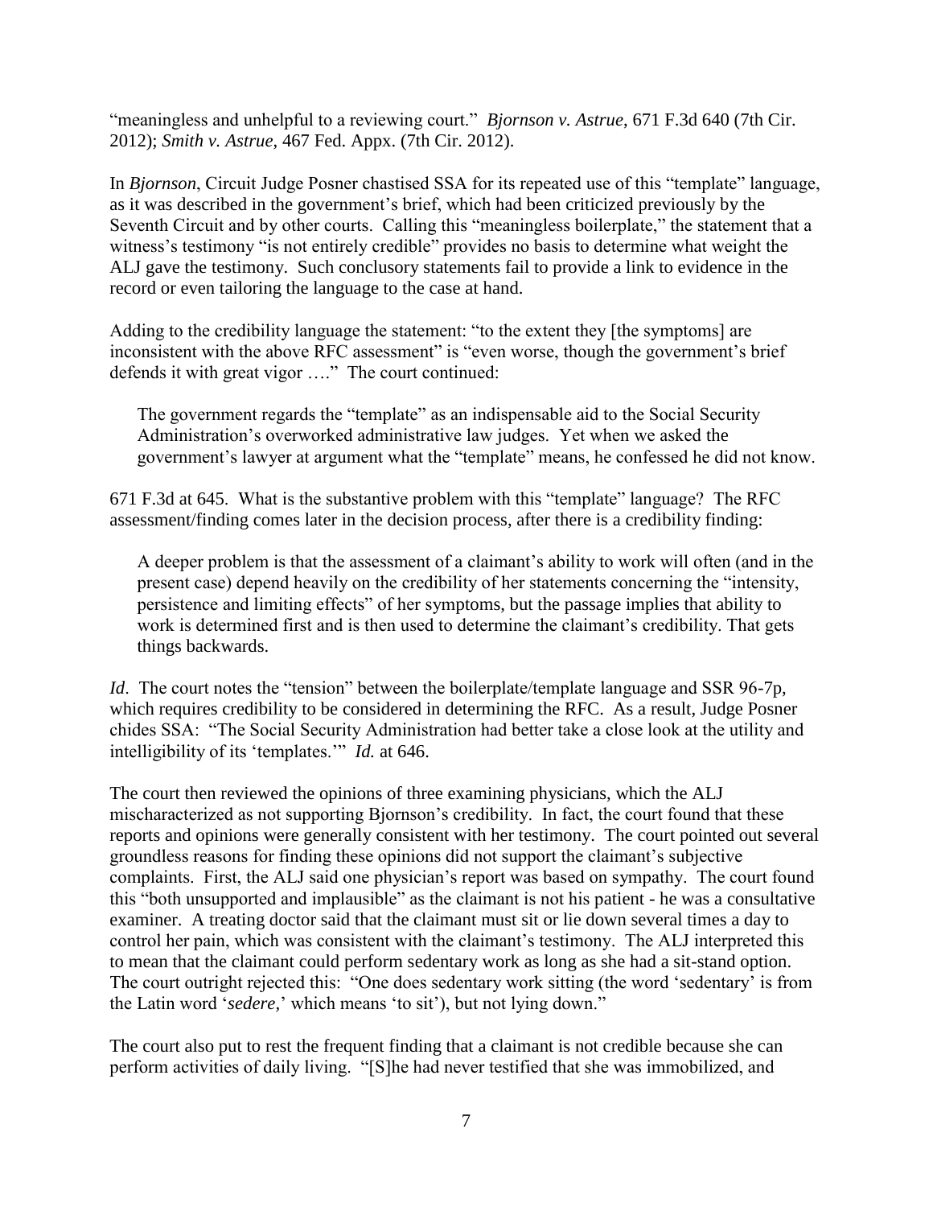"meaningless and unhelpful to a reviewing court." *Bjornson v. Astrue*, 671 F.3d 640 (7th Cir. 2012); *Smith v. Astrue*, 467 Fed. Appx. (7th Cir. 2012).

In *Bjornson*, Circuit Judge Posner chastised SSA for its repeated use of this "template" language, as it was described in the government's brief, which had been criticized previously by the Seventh Circuit and by other courts. Calling this "meaningless boilerplate," the statement that a witness's testimony "is not entirely credible" provides no basis to determine what weight the ALJ gave the testimony. Such conclusory statements fail to provide a link to evidence in the record or even tailoring the language to the case at hand.

Adding to the credibility language the statement: "to the extent they [the symptoms] are inconsistent with the above RFC assessment" is "even worse, though the government's brief defends it with great vigor …." The court continued:

> The government regards the "template" as an indispensable aid to the Social Security Administration's overworked administrative law judges. Yet when we asked the government's lawyer at argument what the "template" means, he confessed he did not know.

671 F.3d at 645. What is the substantive problem with this "template" language? The RFC assessment/finding comes later in the decision process, after there is a credibility finding:

> A deeper problem is that the assessment of a claimant's ability to work will often (and in the present case) depend heavily on the credibility of her statements concerning the "intensity, persistence and limiting effects" of her symptoms, but the passage implies that ability to work is determined first and is then used to determine the claimant's credibility. That gets things backwards.

*Id*. The court notes the "tension" between the boilerplate/template language and SSR 96-7p, which requires credibility to be considered in determining the RFC. As a result, Judge Posner chides SSA: "The Social Security Administration had better take a close look at the utility and intelligibility of its 'templates.'" *Id.* at 646.

The court then reviewed the opinions of three examining physicians, which the ALJ mischaracterized as not supporting Bjornson's credibility. In fact, the court found that these reports and opinions were generally consistent with her testimony. The court pointed out several groundless reasons for finding these opinions did not support the claimant's subjective complaints. First, the ALJ said one physician's report was based on sympathy. The court found this "both unsupported and implausible" as the claimant is not his patient - he was a consultative examiner. A treating doctor said that the claimant must sit or lie down several times a day to control her pain, which was consistent with the claimant's testimony. The ALJ interpreted this to mean that the claimant could perform sedentary work as long as she had a sit-stand option. The court outright rejected this: "One does sedentary work sitting (the word 'sedentary' is from the Latin word '*sedere,*' which means 'to sit'), but not lying down."

The court also put to rest the frequent finding that a claimant is not credible because she can perform activities of daily living. "[S]he had never testified that she was immobilized, and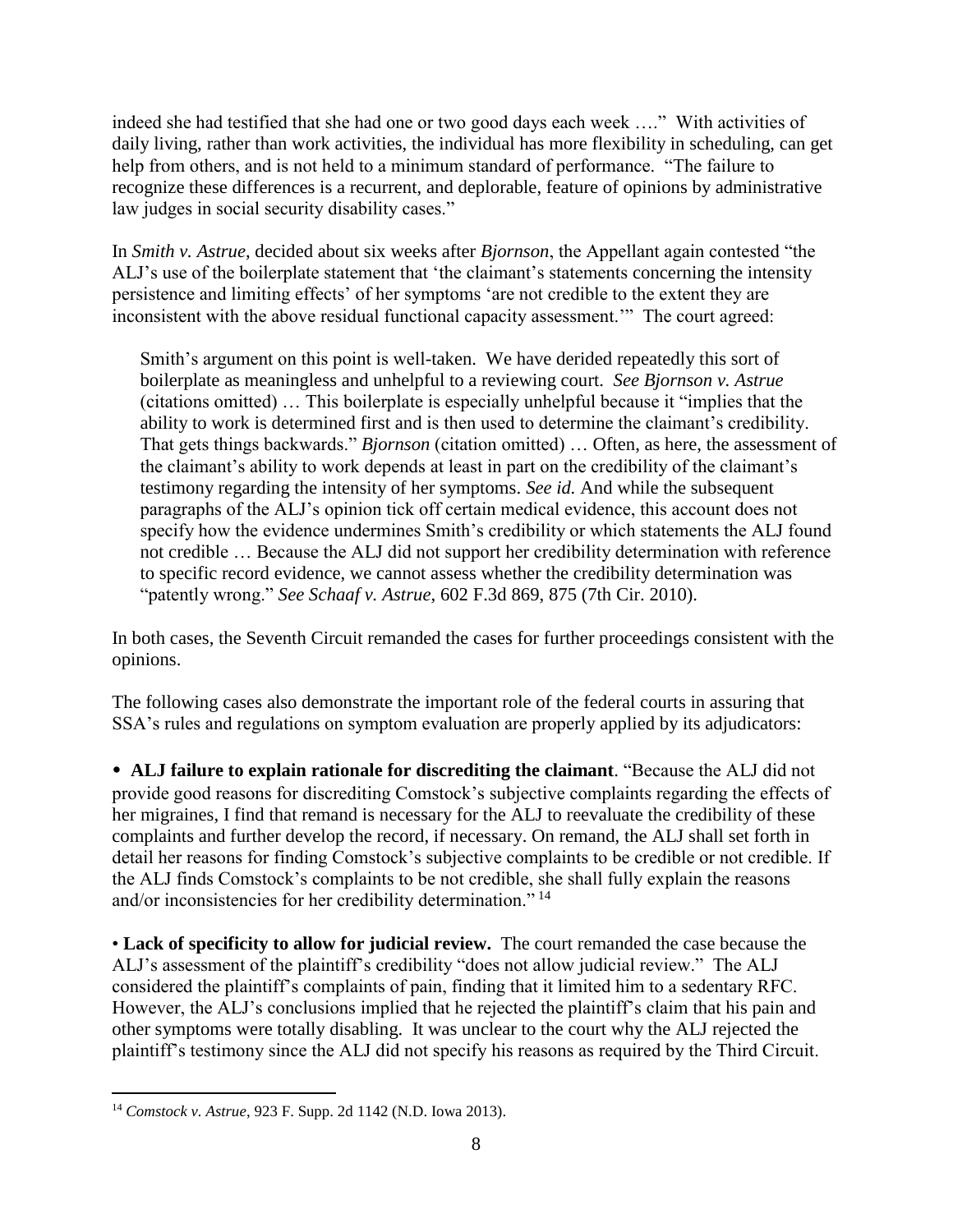indeed she had testified that she had one or two good days each week …." With activities of daily living, rather than work activities, the individual has more flexibility in scheduling, can get help from others, and is not held to a minimum standard of performance. "The failure to recognize these differences is a recurrent, and deplorable, feature of opinions by administrative law judges in social security disability cases."

In *Smith v. Astrue*, decided about six weeks after *Bjornson*, the Appellant again contested "the ALJ's use of the boilerplate statement that 'the claimant's statements concerning the intensity persistence and limiting effects' of her symptoms 'are not credible to the extent they are inconsistent with the above residual functional capacity assessment.'" The court agreed:

> Smith's argument on this point is well-taken. We have derided repeatedly this sort of boilerplate as meaningless and unhelpful to a reviewing court. *See Bjornson v. Astrue* (citations omitted) … This boilerplate is especially unhelpful because it "implies that the ability to work is determined first and is then used to determine the claimant's credibility. That gets things backwards." *Bjornson* (citation omitted) … Often, as here, the assessment of the claimant's ability to work depends at least in part on the credibility of the claimant's testimony regarding the intensity of her symptoms. *See id.* And while the subsequent paragraphs of the ALJ's opinion tick off certain medical evidence, this account does not specify how the evidence undermines Smith's credibility or which statements the ALJ found not credible … Because the ALJ did not support her credibility determination with reference to specific record evidence, we cannot assess whether the credibility determination was "patently wrong." *See Schaaf v. Astrue*, 602 F.3d 869, 875 (7th Cir. 2010).

In both cases, the Seventh Circuit remanded the cases for further proceedings consistent with the opinions.

The following cases also demonstrate the important role of the federal courts in assuring that SSA's rules and regulations on symptom evaluation are properly applied by its adjudicators:

- **ALJ failure to explain rationale for discrediting the claimant**. "Because the ALJ did not provide good reasons for discrediting Comstock's subjective complaints regarding the effects of her migraines, I find that remand is necessary for the ALJ to reevaluate the credibility of these complaints and further develop the record, if necessary. On remand, the ALJ shall set forth in detail her reasons for finding Comstock's subjective complaints to be credible or not credible. If the ALJ finds Comstock's complaints to be not credible, she shall fully explain the reasons and/or inconsistencies for her credibility determination." [14]

- **Lack of specificity to allow for judicial review.** The court remanded the case because the ALJ's assessment of the plaintiff's credibility "does not allow judicial review." The ALJ considered the plaintiff's complaints of pain, finding that it limited him to a sedentary RFC. However, the ALJ's conclusions implied that he rejected the plaintiff's claim that his pain and other symptoms were totally disabling. It was unclear to the court why the ALJ rejected the plaintiff's testimony since the ALJ did not specify his reasons as required by the Third Circuit.

[14] *Comstock v. Astrue*, 923 F. Supp. 2d 1142 (N.D. Iowa 2013).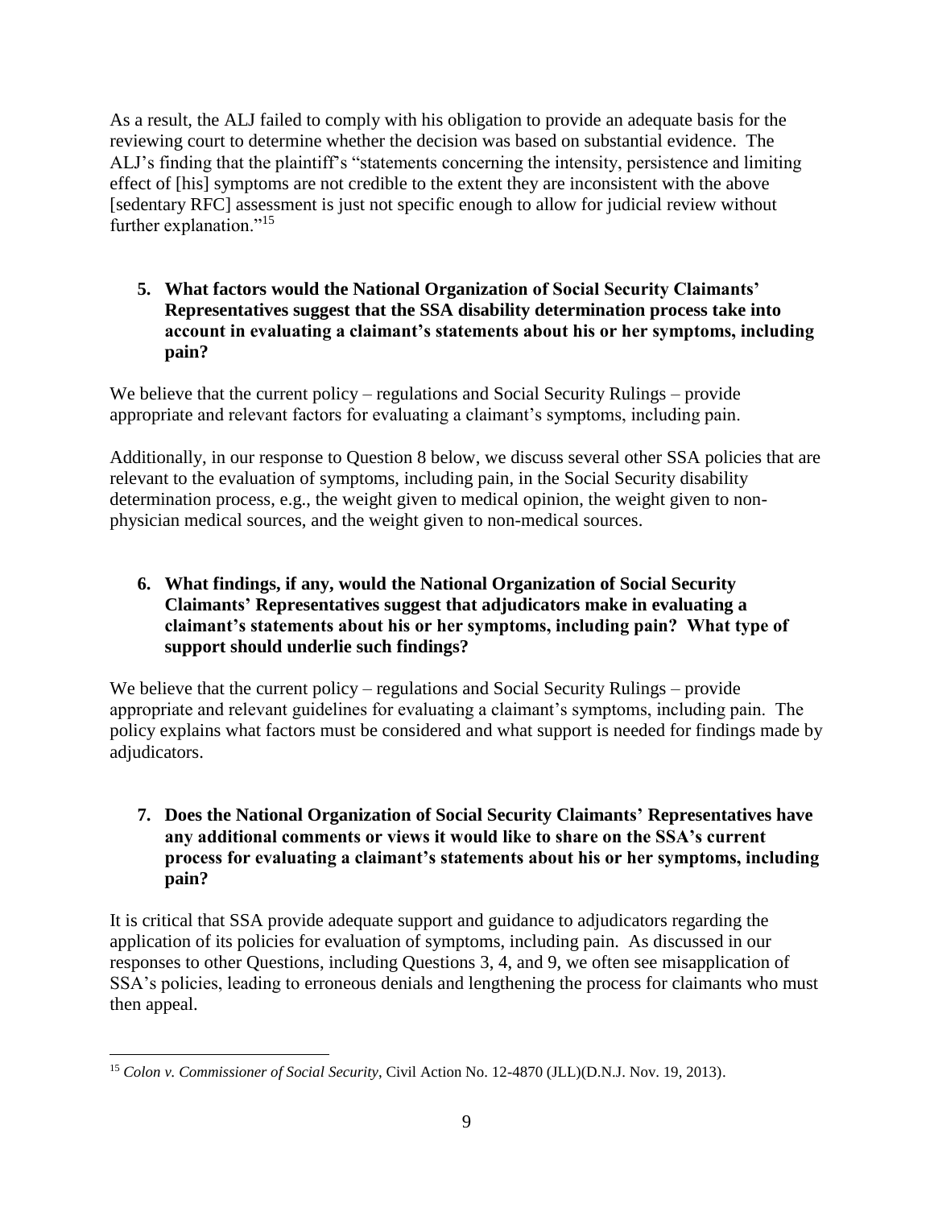As a result, the ALJ failed to comply with his obligation to provide an adequate basis for the reviewing court to determine whether the decision was based on substantial evidence. The ALJ's finding that the plaintiff's "statements concerning the intensity, persistence and limiting effect of [his] symptoms are not credible to the extent they are inconsistent with the above [sedentary RFC] assessment is just not specific enough to allow for judicial review without further explanation."[15]

**5. What factors would the National Organization of Social Security Claimants' Representatives suggest that the SSA disability determination process take into account in evaluating a claimant's statements about his or her symptoms, including pain?**

We believe that the current policy – regulations and Social Security Rulings – provide appropriate and relevant factors for evaluating a claimant's symptoms, including pain.

Additionally, in our response to Question 8 below, we discuss several other SSA policies that are relevant to the evaluation of symptoms, including pain, in the Social Security disability determination process, e.g., the weight given to medical opinion, the weight given to non-physician medical sources, and the weight given to non-medical sources.

**6. What findings, if any, would the National Organization of Social Security Claimants' Representatives suggest that adjudicators make in evaluating a claimant's statements about his or her symptoms, including pain? What type of support should underlie such findings?**

We believe that the current policy – regulations and Social Security Rulings – provide appropriate and relevant guidelines for evaluating a claimant's symptoms, including pain. The policy explains what factors must be considered and what support is needed for findings made by adjudicators.

**7. Does the National Organization of Social Security Claimants' Representatives have any additional comments or views it would like to share on the SSA's current process for evaluating a claimant's statements about his or her symptoms, including pain?**

It is critical that SSA provide adequate support and guidance to adjudicators regarding the application of its policies for evaluation of symptoms, including pain. As discussed in our responses to other Questions, including Questions 3, 4, and 9, we often see misapplication of SSA's policies, leading to erroneous denials and lengthening the process for claimants who must then appeal.

---

[15] *Colon v. Commissioner of Social Security*, Civil Action No. 12-4870 (JLL)(D.N.J. Nov. 19, 2013).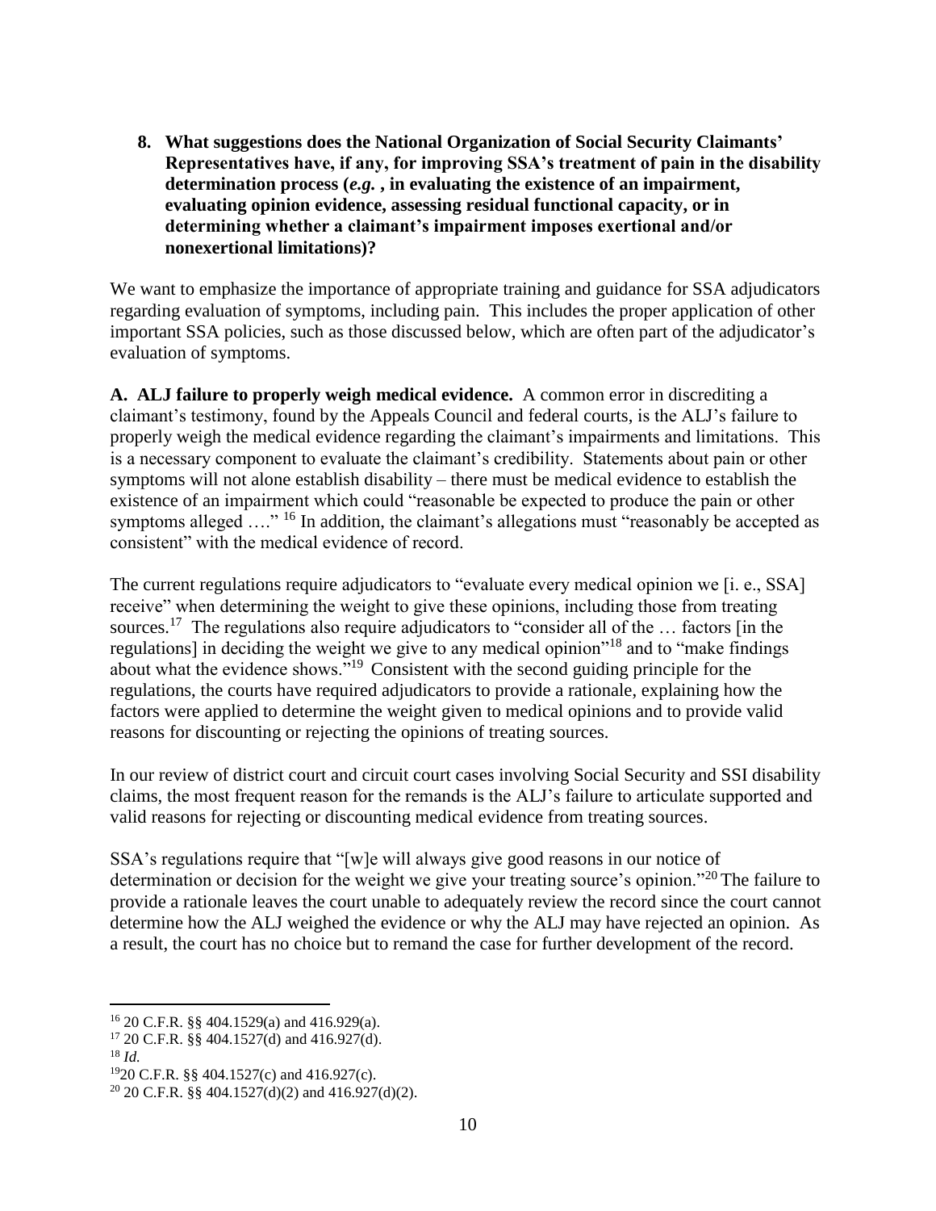**8. What suggestions does the National Organization of Social Security Claimants' Representatives have, if any, for improving SSA's treatment of pain in the disability determination process (*e.g.* , in evaluating the existence of an impairment, evaluating opinion evidence, assessing residual functional capacity, or in determining whether a claimant's impairment imposes exertional and/or nonexertional limitations)?**

We want to emphasize the importance of appropriate training and guidance for SSA adjudicators regarding evaluation of symptoms, including pain. This includes the proper application of other important SSA policies, such as those discussed below, which are often part of the adjudicator's evaluation of symptoms.

**A. ALJ failure to properly weigh medical evidence.** A common error in discrediting a claimant's testimony, found by the Appeals Council and federal courts, is the ALJ's failure to properly weigh the medical evidence regarding the claimant's impairments and limitations. This is a necessary component to evaluate the claimant's credibility. Statements about pain or other symptoms will not alone establish disability – there must be medical evidence to establish the existence of an impairment which could "reasonable be expected to produce the pain or other symptoms alleged …." [16] In addition, the claimant's allegations must "reasonably be accepted as consistent" with the medical evidence of record.

The current regulations require adjudicators to "evaluate every medical opinion we [i. e., SSA] receive" when determining the weight to give these opinions, including those from treating sources.[17] The regulations also require adjudicators to "consider all of the … factors [in the regulations] in deciding the weight we give to any medical opinion"[18] and to "make findings about what the evidence shows."[19] Consistent with the second guiding principle for the regulations, the courts have required adjudicators to provide a rationale, explaining how the factors were applied to determine the weight given to medical opinions and to provide valid reasons for discounting or rejecting the opinions of treating sources.

In our review of district court and circuit court cases involving Social Security and SSI disability claims, the most frequent reason for the remands is the ALJ's failure to articulate supported and valid reasons for rejecting or discounting medical evidence from treating sources.

SSA's regulations require that "[w]e will always give good reasons in our notice of determination or decision for the weight we give your treating source's opinion."[20] The failure to provide a rationale leaves the court unable to adequately review the record since the court cannot determine how the ALJ weighed the evidence or why the ALJ may have rejected an opinion. As a result, the court has no choice but to remand the case for further development of the record.

---

[16] 20 C.F.R. §§ 404.1529(a) and 416.929(a).

[17] 20 C.F.R. §§ 404.1527(d) and 416.927(d).

[18] *Id.*

[19] 20 C.F.R. §§ 404.1527(c) and 416.927(c).

[20] 20 C.F.R. §§ 404.1527(d)(2) and 416.927(d)(2).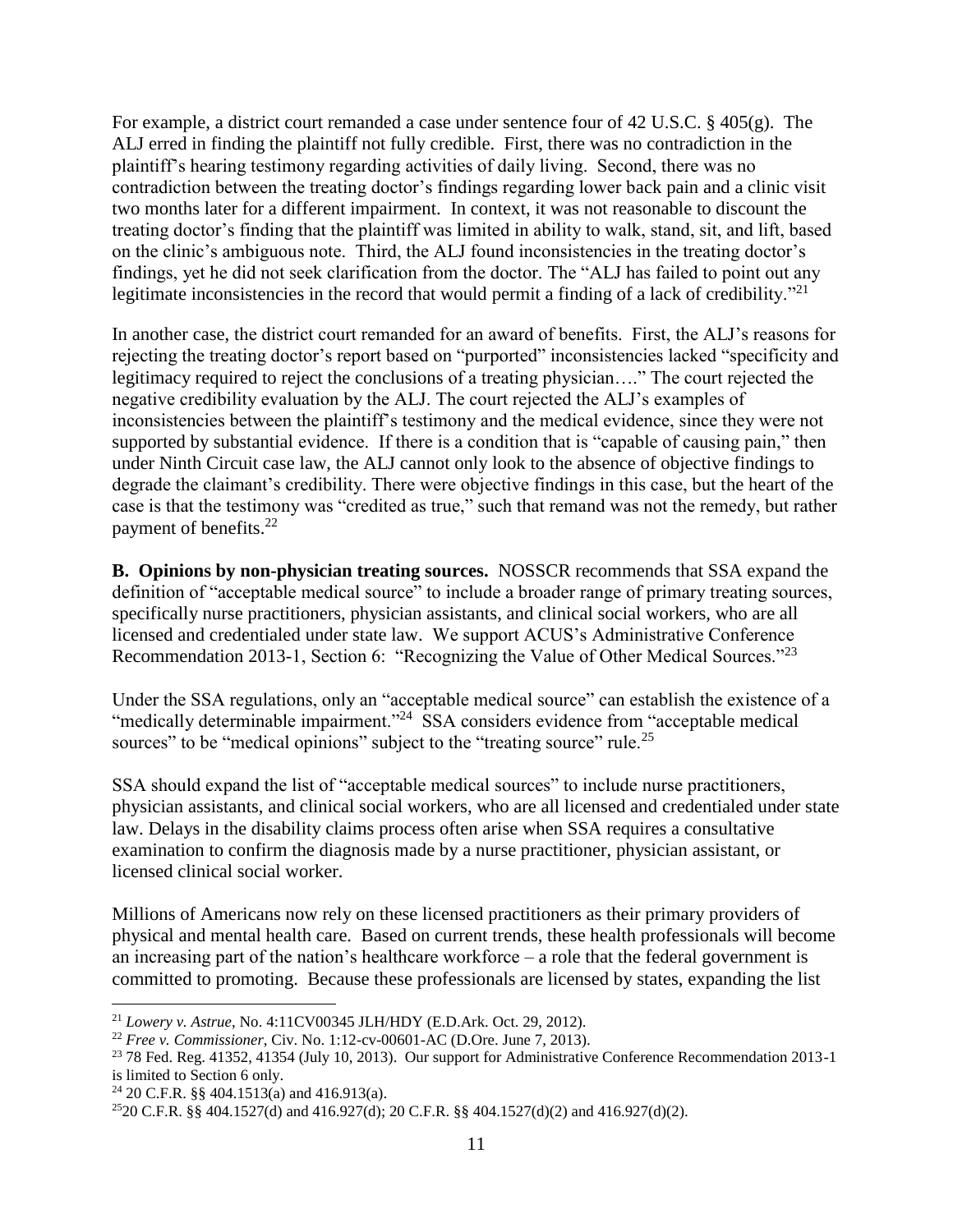For example, a district court remanded a case under sentence four of 42 U.S.C. § 405(g). The ALJ erred in finding the plaintiff not fully credible. First, there was no contradiction in the plaintiff's hearing testimony regarding activities of daily living. Second, there was no contradiction between the treating doctor's findings regarding lower back pain and a clinic visit two months later for a different impairment. In context, it was not reasonable to discount the treating doctor's finding that the plaintiff was limited in ability to walk, stand, sit, and lift, based on the clinic's ambiguous note. Third, the ALJ found inconsistencies in the treating doctor's findings, yet he did not seek clarification from the doctor. The "ALJ has failed to point out any legitimate inconsistencies in the record that would permit a finding of a lack of credibility."[21]

In another case, the district court remanded for an award of benefits. First, the ALJ's reasons for rejecting the treating doctor's report based on "purported" inconsistencies lacked "specificity and legitimacy required to reject the conclusions of a treating physician…." The court rejected the negative credibility evaluation by the ALJ. The court rejected the ALJ's examples of inconsistencies between the plaintiff's testimony and the medical evidence, since they were not supported by substantial evidence. If there is a condition that is "capable of causing pain," then under Ninth Circuit case law, the ALJ cannot only look to the absence of objective findings to degrade the claimant's credibility. There were objective findings in this case, but the heart of the case is that the testimony was "credited as true," such that remand was not the remedy, but rather payment of benefits.[22]

**B. Opinions by non-physician treating sources.** NOSSCR recommends that SSA expand the definition of "acceptable medical source" to include a broader range of primary treating sources, specifically nurse practitioners, physician assistants, and clinical social workers, who are all licensed and credentialed under state law. We support ACUS's Administrative Conference Recommendation 2013-1, Section 6: "Recognizing the Value of Other Medical Sources."[23]

Under the SSA regulations, only an "acceptable medical source" can establish the existence of a "medically determinable impairment."[24] SSA considers evidence from "acceptable medical sources" to be "medical opinions" subject to the "treating source" rule.[25]

SSA should expand the list of "acceptable medical sources" to include nurse practitioners, physician assistants, and clinical social workers, who are all licensed and credentialed under state law. Delays in the disability claims process often arise when SSA requires a consultative examination to confirm the diagnosis made by a nurse practitioner, physician assistant, or licensed clinical social worker.

Millions of Americans now rely on these licensed practitioners as their primary providers of physical and mental health care. Based on current trends, these health professionals will become an increasing part of the nation's healthcare workforce – a role that the federal government is committed to promoting. Because these professionals are licensed by states, expanding the list

---

[21] *Lowery v. Astrue*, No. 4:11CV00345 JLH/HDY (E.D.Ark. Oct. 29, 2012).

[22] *Free v. Commissioner*, Civ. No. 1:12-cv-00601-AC (D.Ore. June 7, 2013).

[23] 78 Fed. Reg. 41352, 41354 (July 10, 2013). Our support for Administrative Conference Recommendation 2013-1 is limited to Section 6 only.

[24] 20 C.F.R. §§ 404.1513(a) and 416.913(a).

[25] 20 C.F.R. §§ 404.1527(d) and 416.927(d); 20 C.F.R. §§ 404.1527(d)(2) and 416.927(d)(2).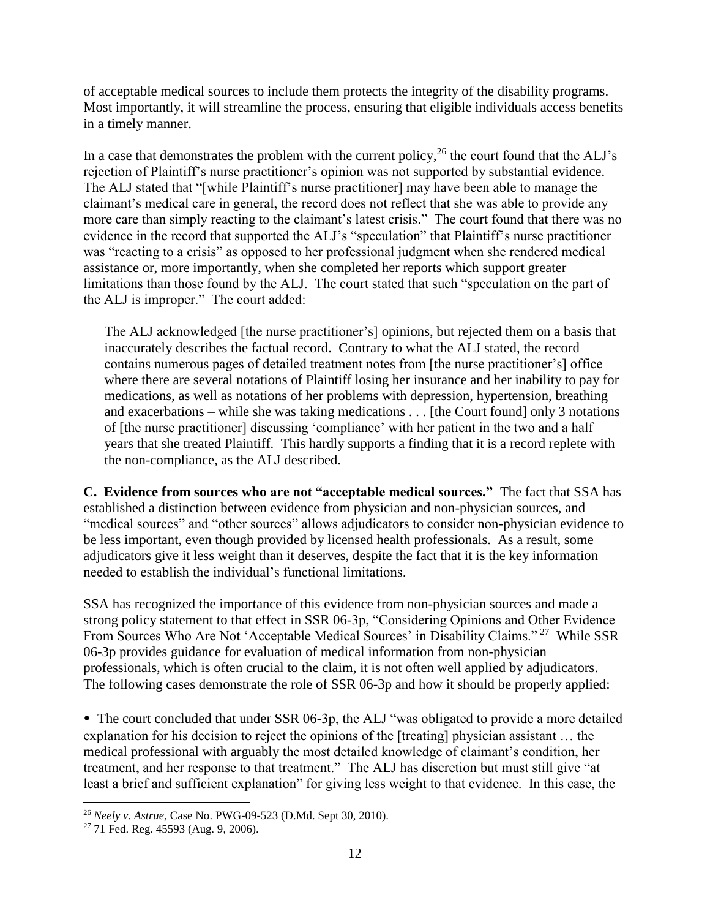of acceptable medical sources to include them protects the integrity of the disability programs. Most importantly, it will streamline the process, ensuring that eligible individuals access benefits in a timely manner.

In a case that demonstrates the problem with the current policy,[26] the court found that the ALJ's rejection of Plaintiff's nurse practitioner's opinion was not supported by substantial evidence. The ALJ stated that "[while Plaintiff's nurse practitioner] may have been able to manage the claimant's medical care in general, the record does not reflect that she was able to provide any more care than simply reacting to the claimant's latest crisis." The court found that there was no evidence in the record that supported the ALJ's "speculation" that Plaintiff's nurse practitioner was "reacting to a crisis" as opposed to her professional judgment when she rendered medical assistance or, more importantly, when she completed her reports which support greater limitations than those found by the ALJ. The court stated that such "speculation on the part of the ALJ is improper." The court added:

> The ALJ acknowledged [the nurse practitioner's] opinions, but rejected them on a basis that inaccurately describes the factual record. Contrary to what the ALJ stated, the record contains numerous pages of detailed treatment notes from [the nurse practitioner's] office where there are several notations of Plaintiff losing her insurance and her inability to pay for medications, as well as notations of her problems with depression, hypertension, breathing and exacerbations – while she was taking medications . . . [the Court found] only 3 notations of [the nurse practitioner] discussing 'compliance' with her patient in the two and a half years that she treated Plaintiff. This hardly supports a finding that it is a record replete with the non-compliance, as the ALJ described.

**C. Evidence from sources who are not "acceptable medical sources."** The fact that SSA has established a distinction between evidence from physician and non-physician sources, and "medical sources" and "other sources" allows adjudicators to consider non-physician evidence to be less important, even though provided by licensed health professionals. As a result, some adjudicators give it less weight than it deserves, despite the fact that it is the key information needed to establish the individual's functional limitations.

SSA has recognized the importance of this evidence from non-physician sources and made a strong policy statement to that effect in SSR 06-3p, "Considering Opinions and Other Evidence From Sources Who Are Not 'Acceptable Medical Sources' in Disability Claims." [27] While SSR 06-3p provides guidance for evaluation of medical information from non-physician professionals, which is often crucial to the claim, it is not often well applied by adjudicators. The following cases demonstrate the role of SSR 06-3p and how it should be properly applied:

- The court concluded that under SSR 06-3p, the ALJ "was obligated to provide a more detailed explanation for his decision to reject the opinions of the [treating] physician assistant … the medical professional with arguably the most detailed knowledge of claimant's condition, her treatment, and her response to that treatment." The ALJ has discretion but must still give "at least a brief and sufficient explanation" for giving less weight to that evidence. In this case, the

---

[26] *Neely v. Astrue,* Case No. PWG-09-523 (D.Md. Sept 30, 2010).

[27] 71 Fed. Reg. 45593 (Aug. 9, 2006).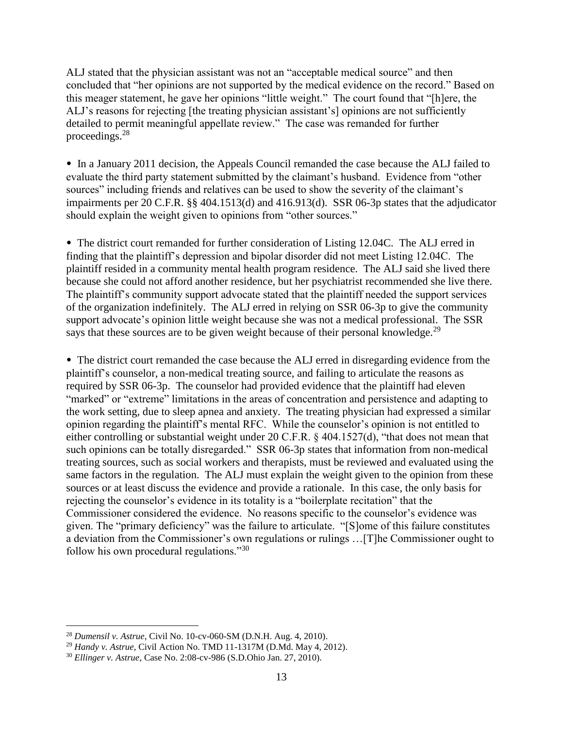ALJ stated that the physician assistant was not an "acceptable medical source" and then concluded that "her opinions are not supported by the medical evidence on the record." Based on this meager statement, he gave her opinions "little weight." The court found that "[h]ere, the ALJ's reasons for rejecting [the treating physician assistant's] opinions are not sufficiently detailed to permit meaningful appellate review." The case was remanded for further proceedings.[28]

- In a January 2011 decision, the Appeals Council remanded the case because the ALJ failed to evaluate the third party statement submitted by the claimant's husband. Evidence from "other sources" including friends and relatives can be used to show the severity of the claimant's impairments per 20 C.F.R. §§ 404.1513(d) and 416.913(d). SSR 06-3p states that the adjudicator should explain the weight given to opinions from "other sources."

- The district court remanded for further consideration of Listing 12.04C. The ALJ erred in finding that the plaintiff's depression and bipolar disorder did not meet Listing 12.04C. The plaintiff resided in a community mental health program residence. The ALJ said she lived there because she could not afford another residence, but her psychiatrist recommended she live there. The plaintiff's community support advocate stated that the plaintiff needed the support services of the organization indefinitely. The ALJ erred in relying on SSR 06-3p to give the community support advocate's opinion little weight because she was not a medical professional. The SSR says that these sources are to be given weight because of their personal knowledge.[29]

- The district court remanded the case because the ALJ erred in disregarding evidence from the plaintiff's counselor, a non-medical treating source, and failing to articulate the reasons as required by SSR 06-3p. The counselor had provided evidence that the plaintiff had eleven "marked" or "extreme" limitations in the areas of concentration and persistence and adapting to the work setting, due to sleep apnea and anxiety. The treating physician had expressed a similar opinion regarding the plaintiff's mental RFC. While the counselor's opinion is not entitled to either controlling or substantial weight under 20 C.F.R. § 404.1527(d), "that does not mean that such opinions can be totally disregarded." SSR 06-3p states that information from non-medical treating sources, such as social workers and therapists, must be reviewed and evaluated using the same factors in the regulation. The ALJ must explain the weight given to the opinion from these sources or at least discuss the evidence and provide a rationale. In this case, the only basis for rejecting the counselor's evidence in its totality is a "boilerplate recitation" that the Commissioner considered the evidence. No reasons specific to the counselor's evidence was given. The "primary deficiency" was the failure to articulate. "[S]ome of this failure constitutes a deviation from the Commissioner's own regulations or rulings …[T]he Commissioner ought to follow his own procedural regulations."[30]

---

[28] *Dumensil v. Astrue*, Civil No. 10-cv-060-SM (D.N.H. Aug. 4, 2010).

[29] *Handy v. Astrue*, Civil Action No. TMD 11-1317M (D.Md. May 4, 2012).

[30] *Ellinger v. Astrue*, Case No. 2:08-cv-986 (S.D.Ohio Jan. 27, 2010).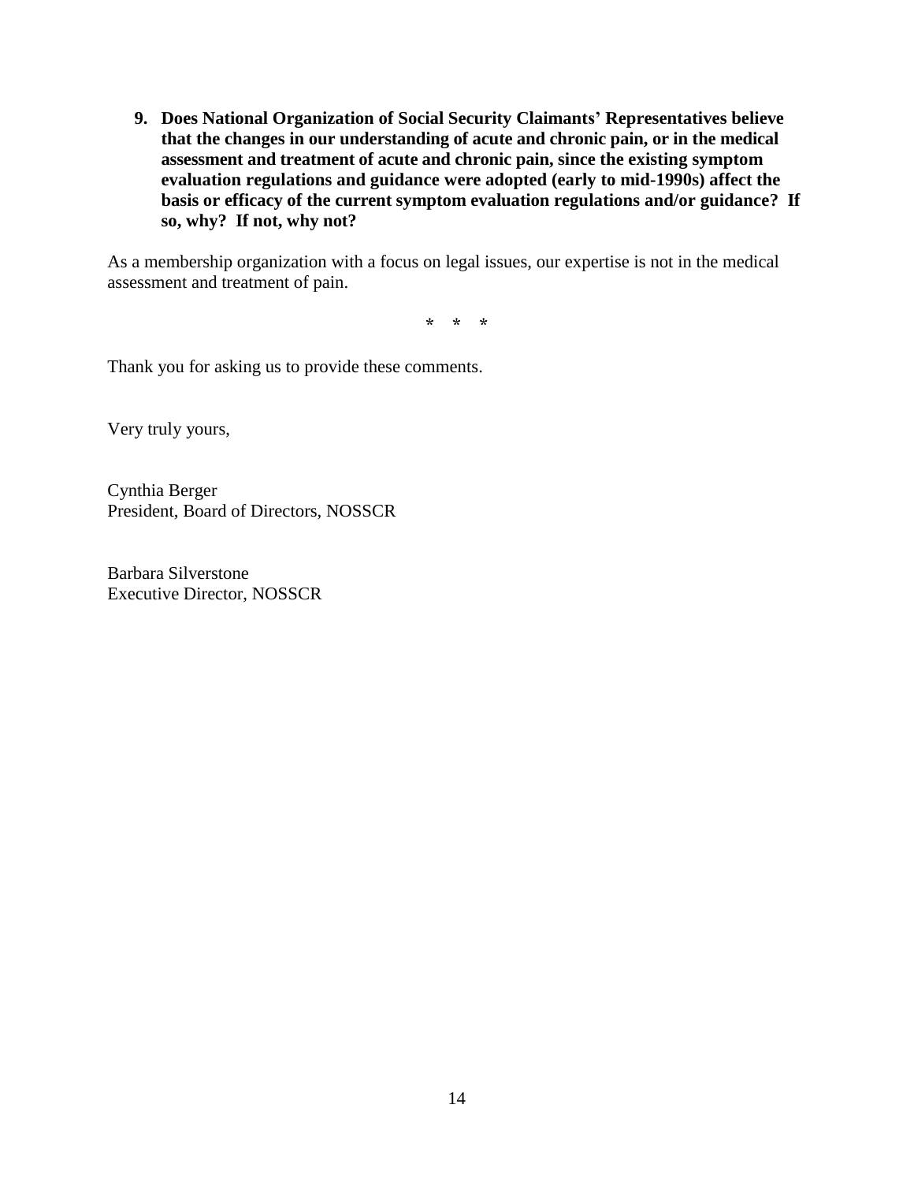**9. Does National Organization of Social Security Claimants' Representatives believe that the changes in our understanding of acute and chronic pain, or in the medical assessment and treatment of acute and chronic pain, since the existing symptom evaluation regulations and guidance were adopted (early to mid-1990s) affect the basis or efficacy of the current symptom evaluation regulations and/or guidance? If so, why? If not, why not?**

As a membership organization with a focus on legal issues, our expertise is not in the medical assessment and treatment of pain.

\* \* \*

Thank you for asking us to provide these comments.

Very truly yours,

Cynthia Berger
President, Board of Directors, NOSSCR

Barbara Silverstone
Executive Director, NOSSCR